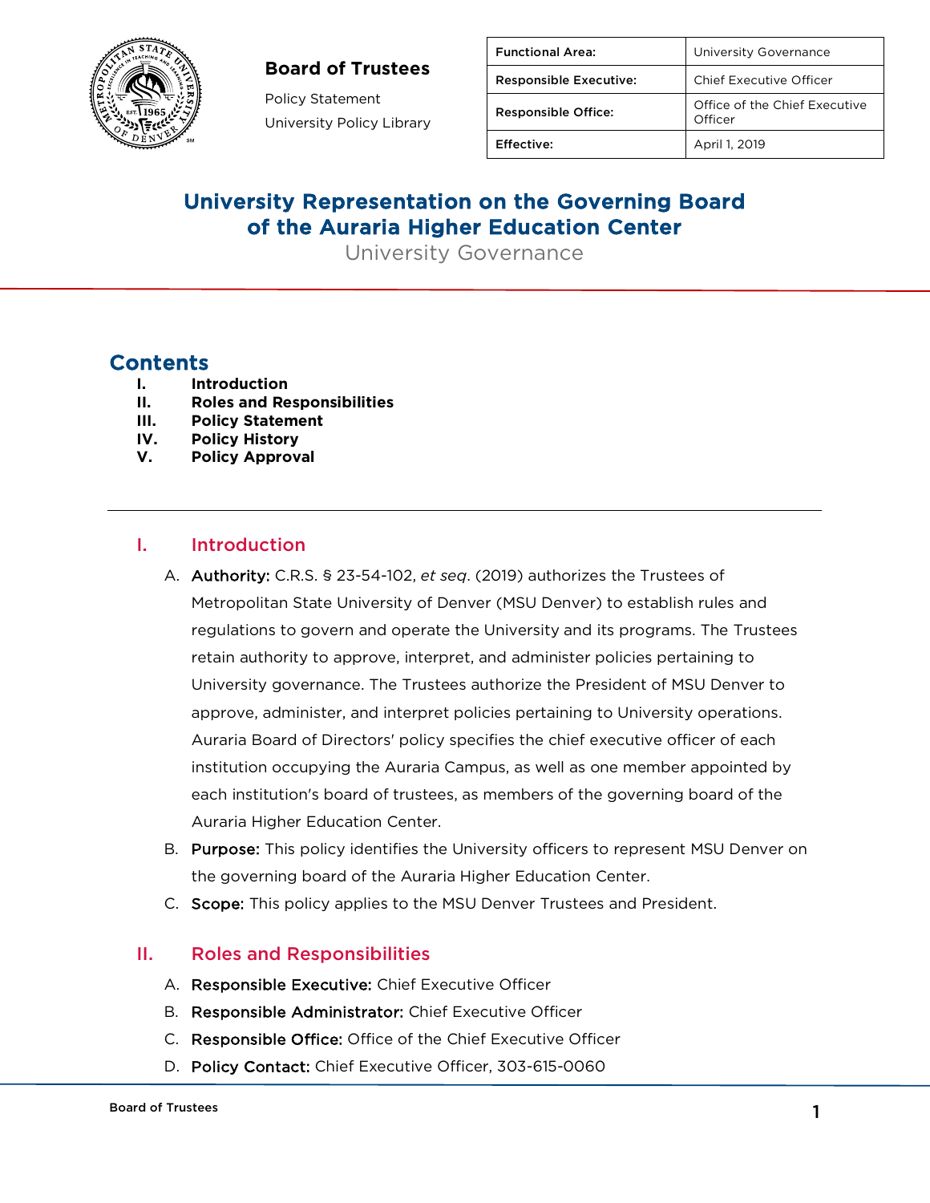**Board of Trustees**

Policy Statement

University Policy Library

| Functional Area: | University Governance |
|---|---|
| Responsible Executive: | Chief Executive Officer |
| Responsible Office: | Office of the Chief Executive Officer |
| Effective: | April 1, 2019 |

# University Representation on the Governing Board of the Auraria Higher Education Center

University Governance

## Contents

- **I. Introduction**
- **II. Roles and Responsibilities**
- **III. Policy Statement**
- **IV. Policy History**
- **V. Policy Approval**

---

## I. Introduction

A. **Authority:** C.R.S. § 23-54-102, *et seq*. (2019) authorizes the Trustees of Metropolitan State University of Denver (MSU Denver) to establish rules and regulations to govern and operate the University and its programs. The Trustees retain authority to approve, interpret, and administer policies pertaining to University governance. The Trustees authorize the President of MSU Denver to approve, administer, and interpret policies pertaining to University operations. Auraria Board of Directors' policy specifies the chief executive officer of each institution occupying the Auraria Campus, as well as one member appointed by each institution's board of trustees, as members of the governing board of the Auraria Higher Education Center.

B. **Purpose:** This policy identifies the University officers to represent MSU Denver on the governing board of the Auraria Higher Education Center.

C. **Scope:** This policy applies to the MSU Denver Trustees and President.

## II. Roles and Responsibilities

A. **Responsible Executive:** Chief Executive Officer

B. **Responsible Administrator:** Chief Executive Officer

C. **Responsible Office:** Office of the Chief Executive Officer

D. **Policy Contact:** Chief Executive Officer, 303-615-0060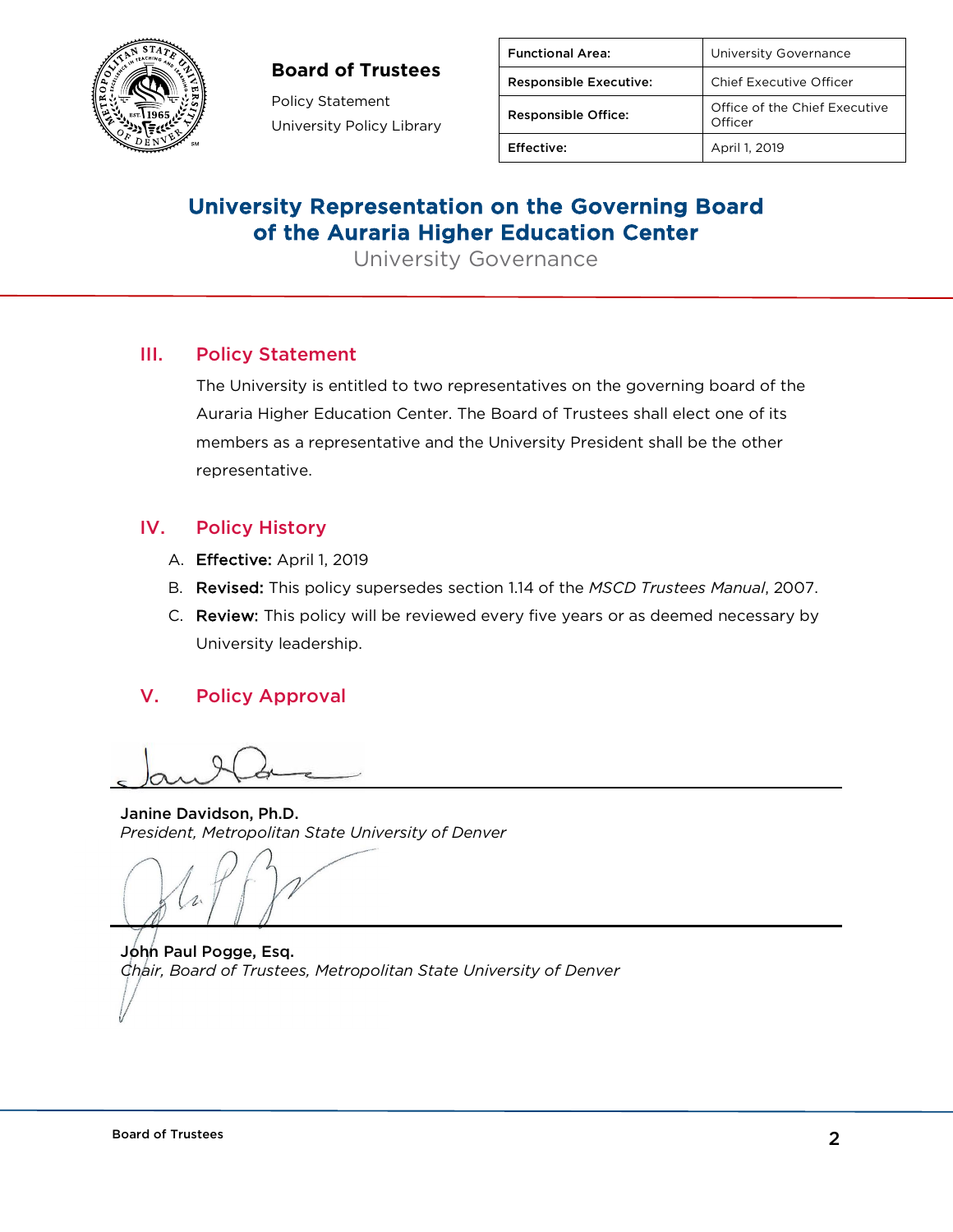**Board of Trustees**

Policy Statement

University Policy Library

| | |
|---|---|
| **Functional Area:** | University Governance |
| **Responsible Executive:** | Chief Executive Officer |
| **Responsible Office:** | Office of the Chief Executive Officer |
| **Effective:** | April 1, 2019 |

# University Representation on the Governing Board of the Auraria Higher Education Center

University Governance

## III. Policy Statement

The University is entitled to two representatives on the governing board of the Auraria Higher Education Center. The Board of Trustees shall elect one of its members as a representative and the University President shall be the other representative.

## IV. Policy History

A. **Effective:** April 1, 2019

B. **Revised:** This policy supersedes section 1.14 of the *MSCD Trustees Manual*, 2007.

C. **Review:** This policy will be reviewed every five years or as deemed necessary by University leadership.

## V. Policy Approval

**Janine Davidson, Ph.D.**
*President, Metropolitan State University of Denver*

**John Paul Pogge, Esq.**
*Chair, Board of Trustees, Metropolitan State University of Denver*